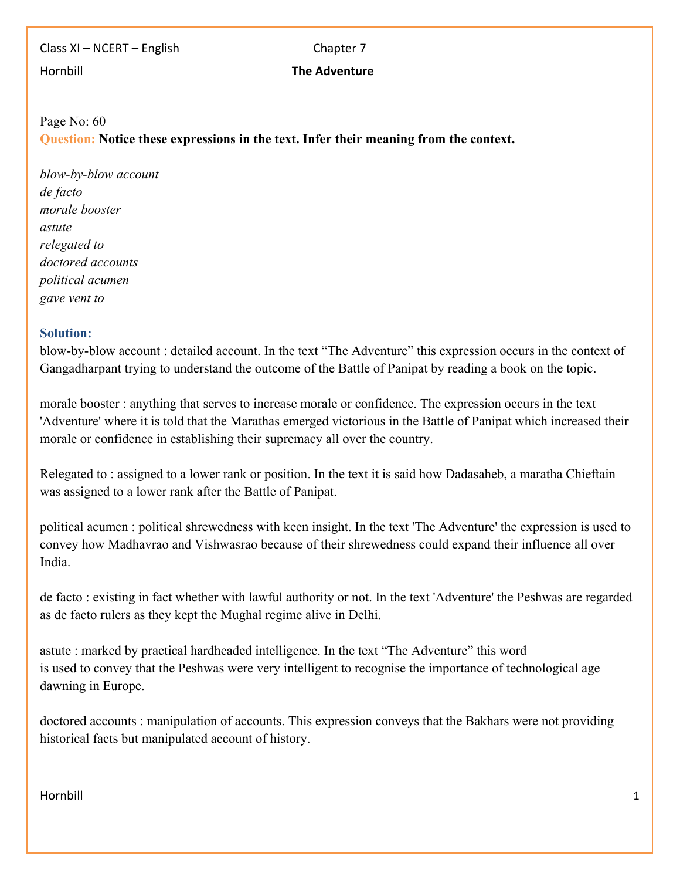Class XI – NCERT – English  Chapter 7

Hornbill  **The Adventure**

Page No: 60

**Question: Notice these expressions in the text. Infer their meaning from the context.**

*blow-by-blow account*
*de facto*
*morale booster*
*astute*
*relegated to*
*doctored accounts*
*political acumen*
*gave vent to*

**Solution:**

blow-by-blow account : detailed account. In the text "The Adventure" this expression occurs in the context of Gangadharpant trying to understand the outcome of the Battle of Panipat by reading a book on the topic.

morale booster : anything that serves to increase morale or confidence. The expression occurs in the text 'Adventure' where it is told that the Marathas emerged victorious in the Battle of Panipat which increased their morale or confidence in establishing their supremacy all over the country.

Relegated to : assigned to a lower rank or position. In the text it is said how Dadasaheb, a maratha Chieftain was assigned to a lower rank after the Battle of Panipat.

political acumen : political shrewedness with keen insight. In the text 'The Adventure' the expression is used to convey how Madhavrao and Vishwasrao because of their shrewedness could expand their influence all over India.

de facto : existing in fact whether with lawful authority or not. In the text 'Adventure' the Peshwas are regarded as de facto rulers as they kept the Mughal regime alive in Delhi.

astute : marked by practical hardheaded intelligence. In the text "The Adventure" this word is used to convey that the Peshwas were very intelligent to recognise the importance of technological age dawning in Europe.

doctored accounts : manipulation of accounts. This expression conveys that the Bakhars were not providing historical facts but manipulated account of history.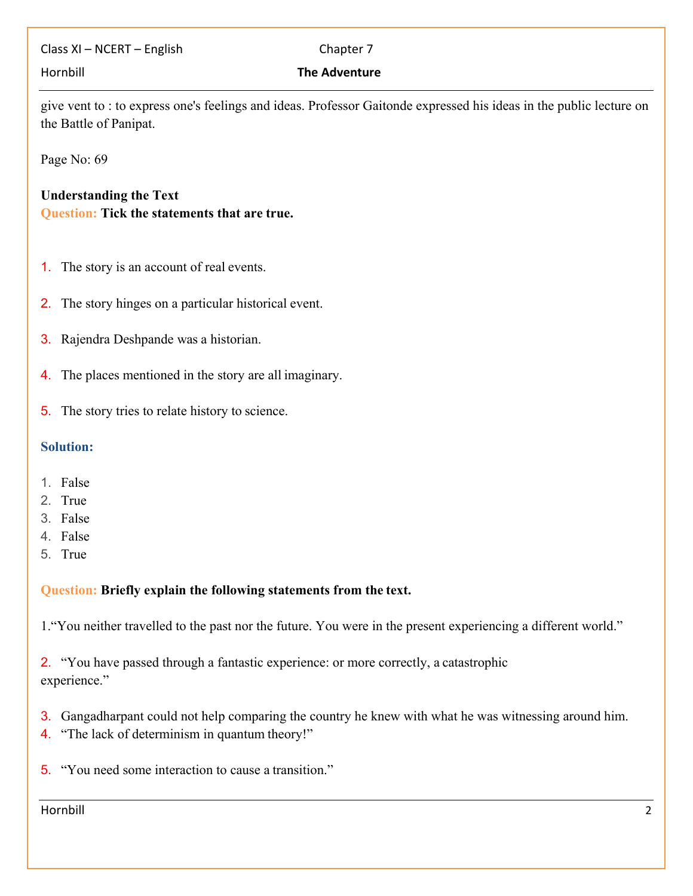give vent to : to express one's feelings and ideas. Professor Gaitonde expressed his ideas in the public lecture on the Battle of Panipat.

Page No: 69

**Understanding the Text**

**Question: Tick the statements that are true.**

1. The story is an account of real events.
2. The story hinges on a particular historical event.
3. Rajendra Deshpande was a historian.
4. The places mentioned in the story are all imaginary.
5. The story tries to relate history to science.

**Solution:**

1. False
2. True
3. False
4. False
5. True

**Question: Briefly explain the following statements from the text.**

1. "You neither travelled to the past nor the future. You were in the present experiencing a different world."
2. "You have passed through a fantastic experience: or more correctly, a catastrophic experience."
3. Gangadharpant could not help comparing the country he knew with what he was witnessing around him.
4. "The lack of determinism in quantum theory!"
5. "You need some interaction to cause a transition."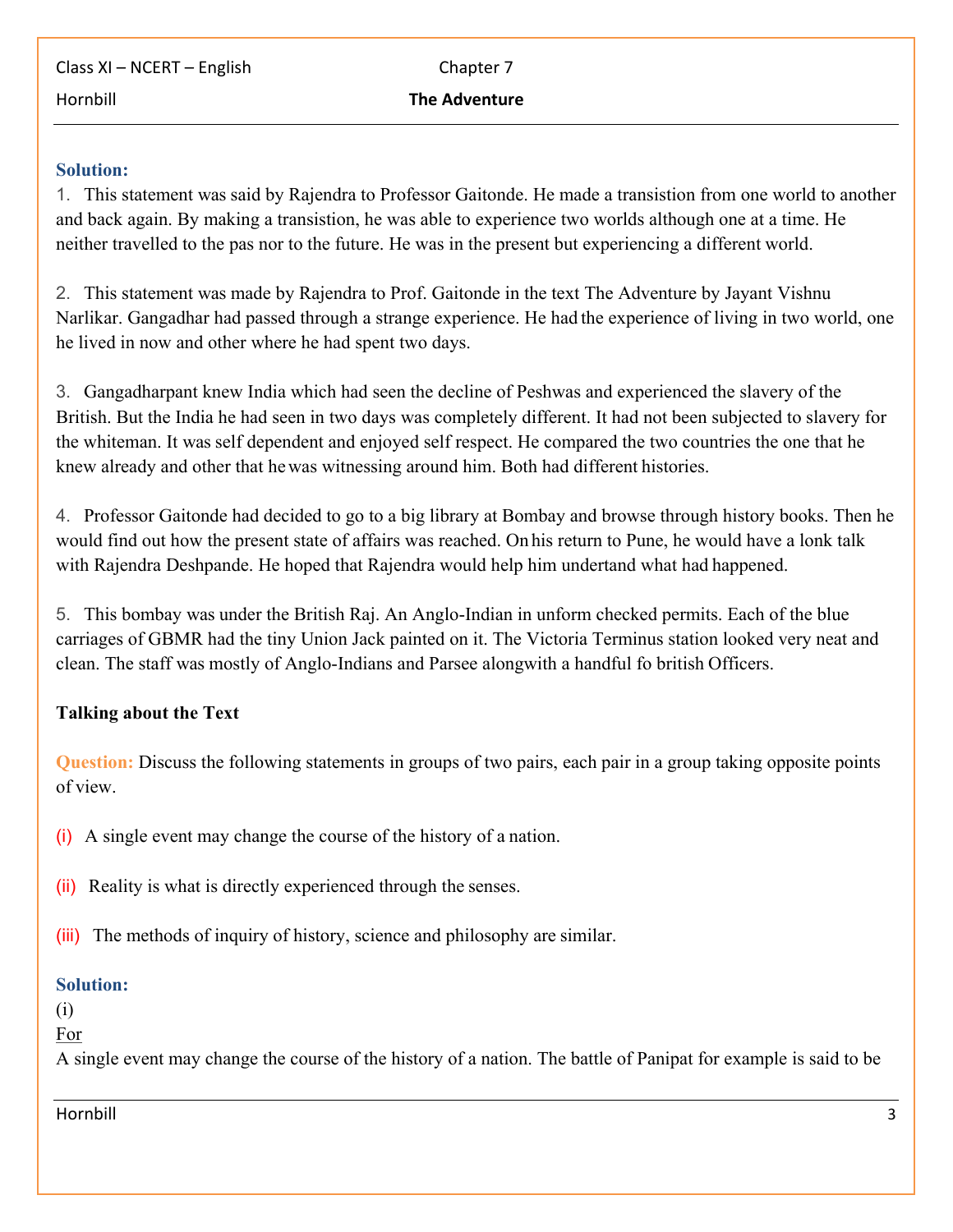**Solution:**

1. This statement was said by Rajendra to Professor Gaitonde. He made a transistion from one world to another and back again. By making a transistion, he was able to experience two worlds although one at a time. He neither travelled to the pas nor to the future. He was in the present but experiencing a different world.

2. This statement was made by Rajendra to Prof. Gaitonde in the text The Adventure by Jayant Vishnu Narlikar. Gangadhar had passed through a strange experience. He had the experience of living in two world, one he lived in now and other where he had spent two days.

3. Gangadharpant knew India which had seen the decline of Peshwas and experienced the slavery of the British. But the India he had seen in two days was completely different. It had not been subjected to slavery for the whiteman. It was self dependent and enjoyed self respect. He compared the two countries the one that he knew already and other that he was witnessing around him. Both had different histories.

4. Professor Gaitonde had decided to go to a big library at Bombay and browse through history books. Then he would find out how the present state of affairs was reached. On his return to Pune, he would have a lonk talk with Rajendra Deshpande. He hoped that Rajendra would help him undertand what had happened.

5. This bombay was under the British Raj. An Anglo-Indian in unform checked permits. Each of the blue carriages of GBMR had the tiny Union Jack painted on it. The Victoria Terminus station looked very neat and clean. The staff was mostly of Anglo-Indians and Parsee alongwith a handful fo british Officers.

**Talking about the Text**

**Question:** Discuss the following statements in groups of two pairs, each pair in a group taking opposite points of view.

(i) A single event may change the course of the history of a nation.

(ii) Reality is what is directly experienced through the senses.

(iii) The methods of inquiry of history, science and philosophy are similar.

**Solution:**

(i)

For

A single event may change the course of the history of a nation. The battle of Panipat for example is said to be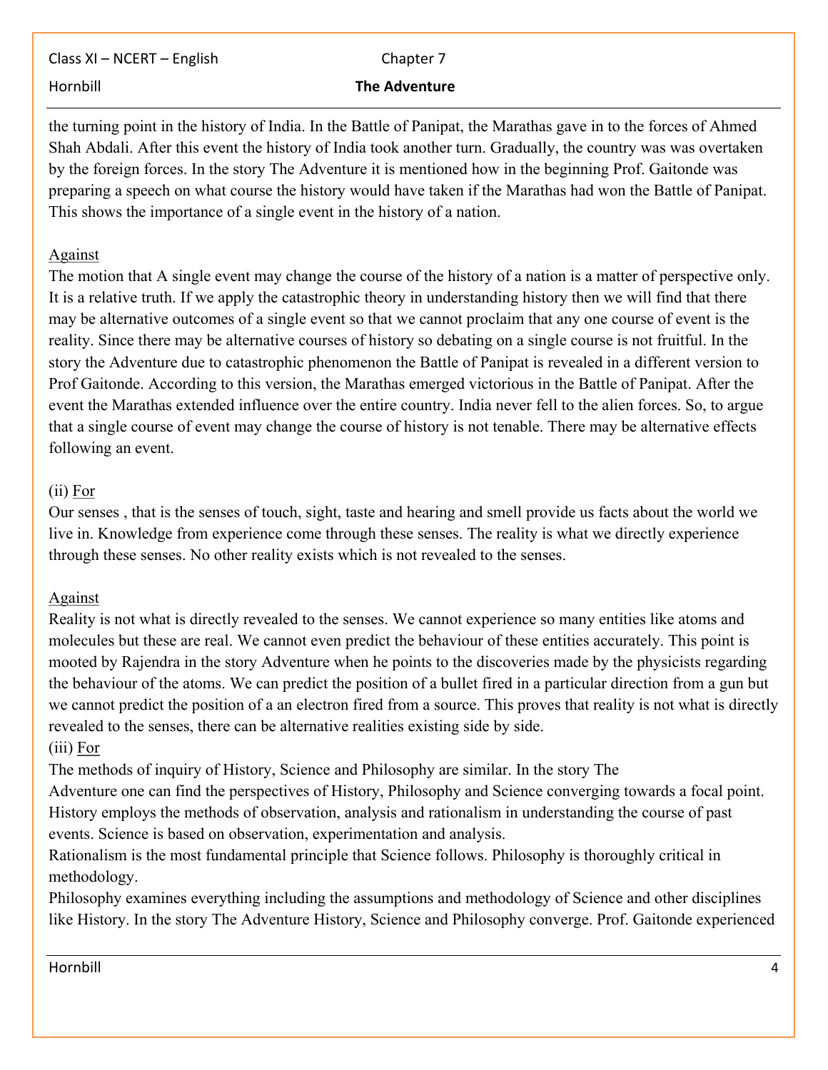the turning point in the history of India. In the Battle of Panipat, the Marathas gave in to the forces of Ahmed Shah Abdali. After this event the history of India took another turn. Gradually, the country was was overtaken by the foreign forces. In the story The Adventure it is mentioned how in the beginning Prof. Gaitonde was preparing a speech on what course the history would have taken if the Marathas had won the Battle of Panipat. This shows the importance of a single event in the history of a nation.

<u>Against</u>

The motion that A single event may change the course of the history of a nation is a matter of perspective only. It is a relative truth. If we apply the catastrophic theory in understanding history then we will find that there may be alternative outcomes of a single event so that we cannot proclaim that any one course of event is the reality. Since there may be alternative courses of history so debating on a single course is not fruitful. In the story the Adventure due to catastrophic phenomenon the Battle of Panipat is revealed in a different version to Prof Gaitonde. According to this version, the Marathas emerged victorious in the Battle of Panipat. After the event the Marathas extended influence over the entire country. India never fell to the alien forces. So, to argue that a single course of event may change the course of history is not tenable. There may be alternative effects following an event.

(ii) <u>For</u>

Our senses , that is the senses of touch, sight, taste and hearing and smell provide us facts about the world we live in. Knowledge from experience come through these senses. The reality is what we directly experience through these senses. No other reality exists which is not revealed to the senses.

<u>Against</u>

Reality is not what is directly revealed to the senses. We cannot experience so many entities like atoms and molecules but these are real. We cannot even predict the behaviour of these entities accurately. This point is mooted by Rajendra in the story Adventure when he points to the discoveries made by the physicists regarding the behaviour of the atoms. We can predict the position of a bullet fired in a particular direction from a gun but we cannot predict the position of a an electron fired from a source. This proves that reality is not what is directly revealed to the senses, there can be alternative realities existing side by side.

(iii) <u>For</u>

The methods of inquiry of History, Science and Philosophy are similar. In the story The Adventure one can find the perspectives of History, Philosophy and Science converging towards a focal point. History employs the methods of observation, analysis and rationalism in understanding the course of past events. Science is based on observation, experimentation and analysis.

Rationalism is the most fundamental principle that Science follows. Philosophy is thoroughly critical in methodology.

Philosophy examines everything including the assumptions and methodology of Science and other disciplines like History. In the story The Adventure History, Science and Philosophy converge. Prof. Gaitonde experienced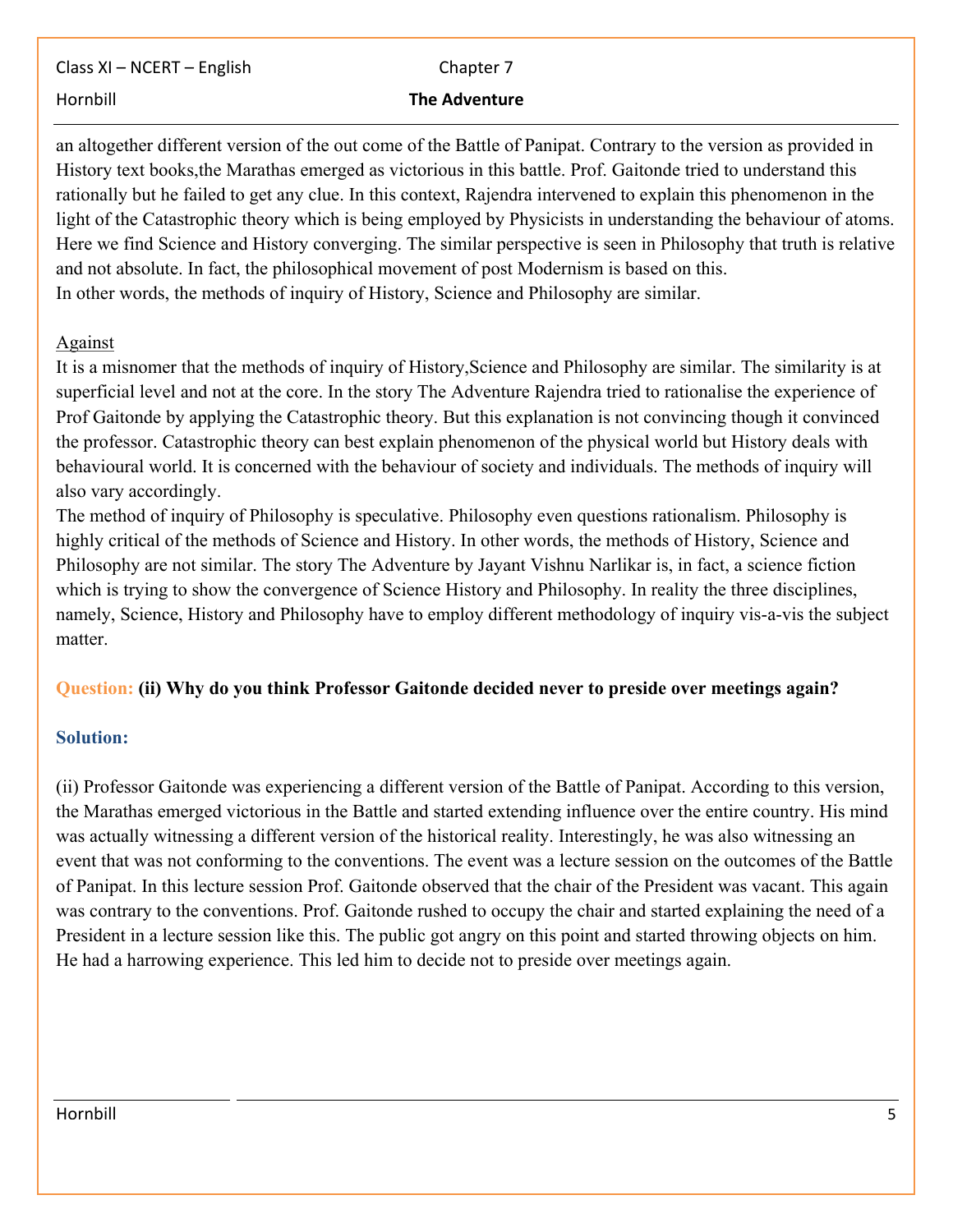an altogether different version of the out come of the Battle of Panipat. Contrary to the version as provided in History text books,the Marathas emerged as victorious in this battle. Prof. Gaitonde tried to understand this rationally but he failed to get any clue. In this context, Rajendra intervened to explain this phenomenon in the light of the Catastrophic theory which is being employed by Physicists in understanding the behaviour of atoms. Here we find Science and History converging. The similar perspective is seen in Philosophy that truth is relative and not absolute. In fact, the philosophical movement of post Modernism is based on this.
In other words, the methods of inquiry of History, Science and Philosophy are similar.

<u>Against</u>

It is a misnomer that the methods of inquiry of History,Science and Philosophy are similar. The similarity is at superficial level and not at the core. In the story The Adventure Rajendra tried to rationalise the experience of Prof Gaitonde by applying the Catastrophic theory. But this explanation is not convincing though it convinced the professor. Catastrophic theory can best explain phenomenon of the physical world but History deals with behavioural world. It is concerned with the behaviour of society and individuals. The methods of inquiry will also vary accordingly.
The method of inquiry of Philosophy is speculative. Philosophy even questions rationalism. Philosophy is highly critical of the methods of Science and History. In other words, the methods of History, Science and Philosophy are not similar. The story The Adventure by Jayant Vishnu Narlikar is, in fact, a science fiction which is trying to show the convergence of Science History and Philosophy. In reality the three disciplines, namely, Science, History and Philosophy have to employ different methodology of inquiry vis-a-vis the subject matter.

**Question: (ii) Why do you think Professor Gaitonde decided never to preside over meetings again?**

**Solution:**

(ii) Professor Gaitonde was experiencing a different version of the Battle of Panipat. According to this version, the Marathas emerged victorious in the Battle and started extending influence over the entire country. His mind was actually witnessing a different version of the historical reality. Interestingly, he was also witnessing an event that was not conforming to the conventions. The event was a lecture session on the outcomes of the Battle of Panipat. In this lecture session Prof. Gaitonde observed that the chair of the President was vacant. This again was contrary to the conventions. Prof. Gaitonde rushed to occupy the chair and started explaining the need of a President in a lecture session like this. The public got angry on this point and started throwing objects on him. He had a harrowing experience. This led him to decide not to preside over meetings again.